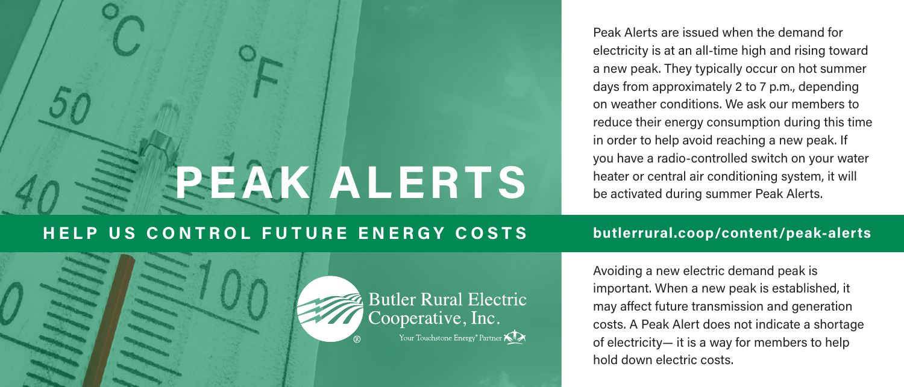# PEAK ALERTS

## HELP US CONTROL FUTURE ENERGY COSTS

Butler Rural Electric Cooperative, Inc.

Your Touchstone Energy® Partner

Peak Alerts are issued when the demand for electricity is at an all-time high and rising toward a new peak. They typically occur on hot summer days from approximately 2 to 7 p.m., depending on weather conditions. We ask our members to reduce their energy consumption during this time in order to help avoid reaching a new peak. If you have a radio-controlled switch on your water heater or central air conditioning system, it will be activated during summer Peak Alerts.

**butlerrural.coop/content/peak-alerts**

Avoiding a new electric demand peak is important. When a new peak is established, it may affect future transmission and generation costs. A Peak Alert does not indicate a shortage of electricity— it is a way for members to help hold down electric costs.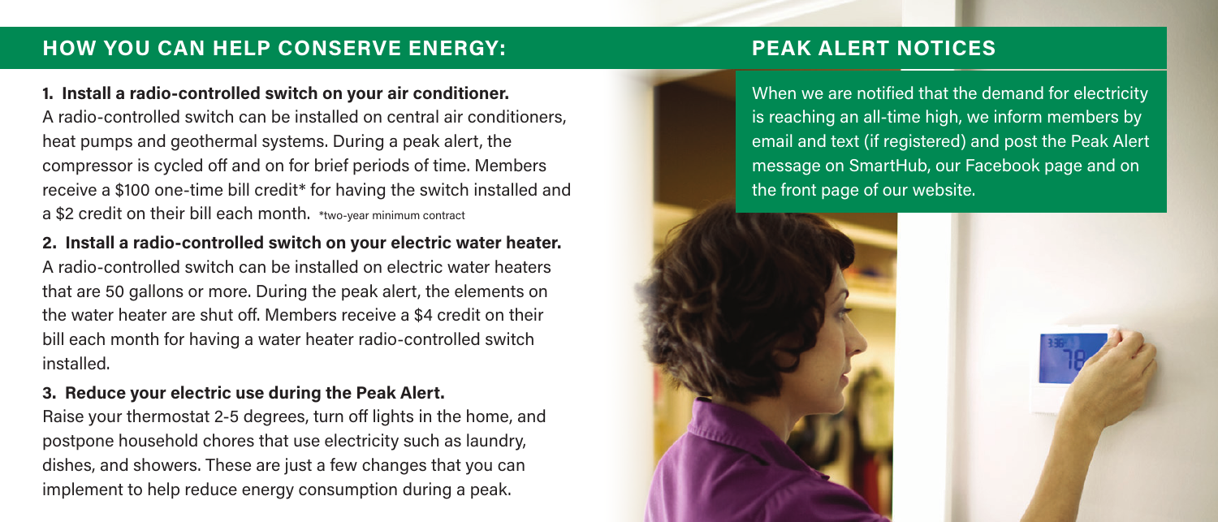## HOW YOU CAN HELP CONSERVE ENERGY:

**1. Install a radio-controlled switch on your air conditioner.**

A radio-controlled switch can be installed on central air conditioners, heat pumps and geothermal systems. During a peak alert, the compressor is cycled off and on for brief periods of time. Members receive a $100 one-time bill credit* for having the switch installed and a $2 credit on their bill each month. *two-year minimum contract

**2. Install a radio-controlled switch on your electric water heater.**

A radio-controlled switch can be installed on electric water heaters that are 50 gallons or more. During the peak alert, the elements on the water heater are shut off. Members receive a $4 credit on their bill each month for having a water heater radio-controlled switch installed.

**3. Reduce your electric use during the Peak Alert.**

Raise your thermostat 2-5 degrees, turn off lights in the home, and postpone household chores that use electricity such as laundry, dishes, and showers. These are just a few changes that you can implement to help reduce energy consumption during a peak.

## PEAK ALERT NOTICES

When we are notified that the demand for electricity is reaching an all-time high, we inform members by email and text (if registered) and post the Peak Alert message on SmartHub, our Facebook page and on the front page of our website.